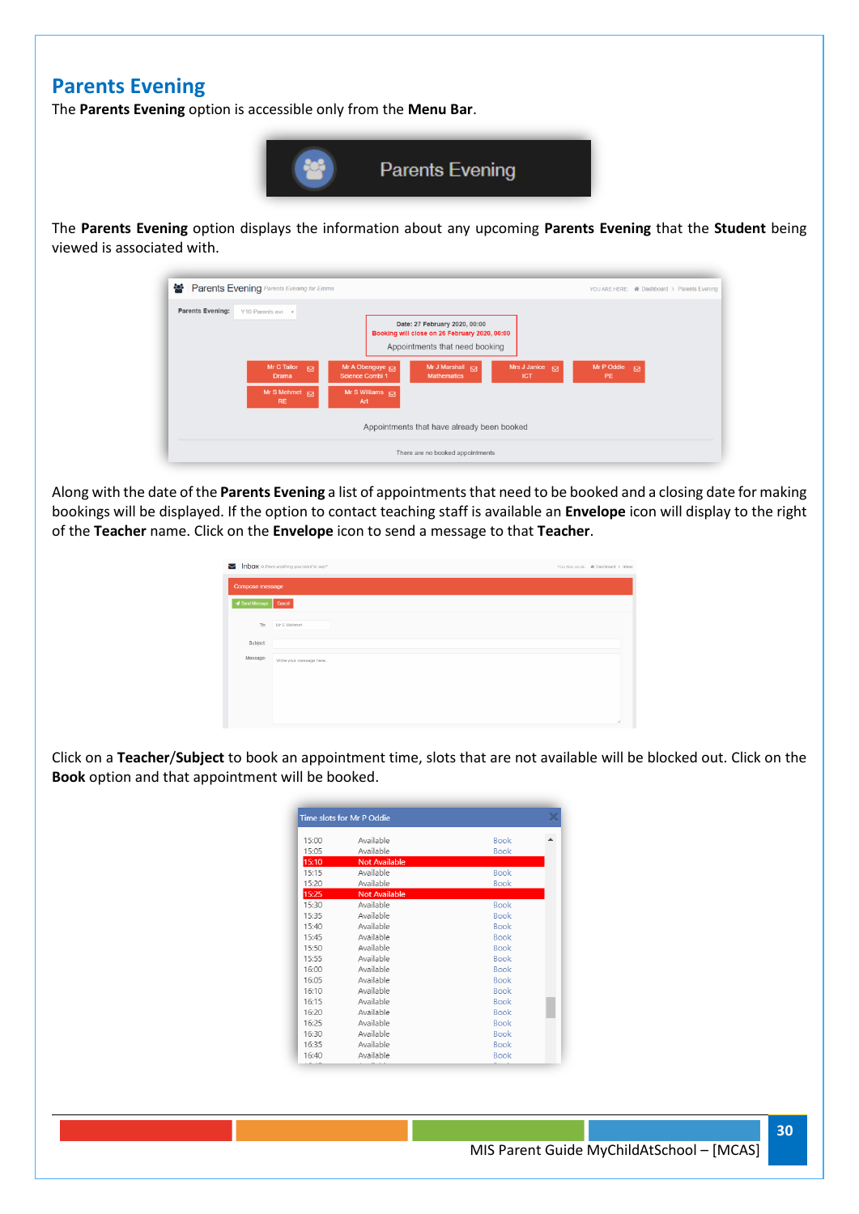## Parents Evening

The **Parents Evening** option is accessible only from the **Menu Bar**.

The **Parents Evening** option displays the information about any upcoming **Parents Evening** that the **Student** being viewed is associated with.

Along with the date of the **Parents Evening** a list of appointments that need to be booked and a closing date for making bookings will be displayed. If the option to contact teaching staff is available an **Envelope** icon will display to the right of the **Teacher** name. Click on the **Envelope** icon to send a message to that **Teacher**.

Click on a **Teacher**/**Subject** to book an appointment time, slots that are not available will be blocked out. Click on the **Book** option and that appointment will be booked.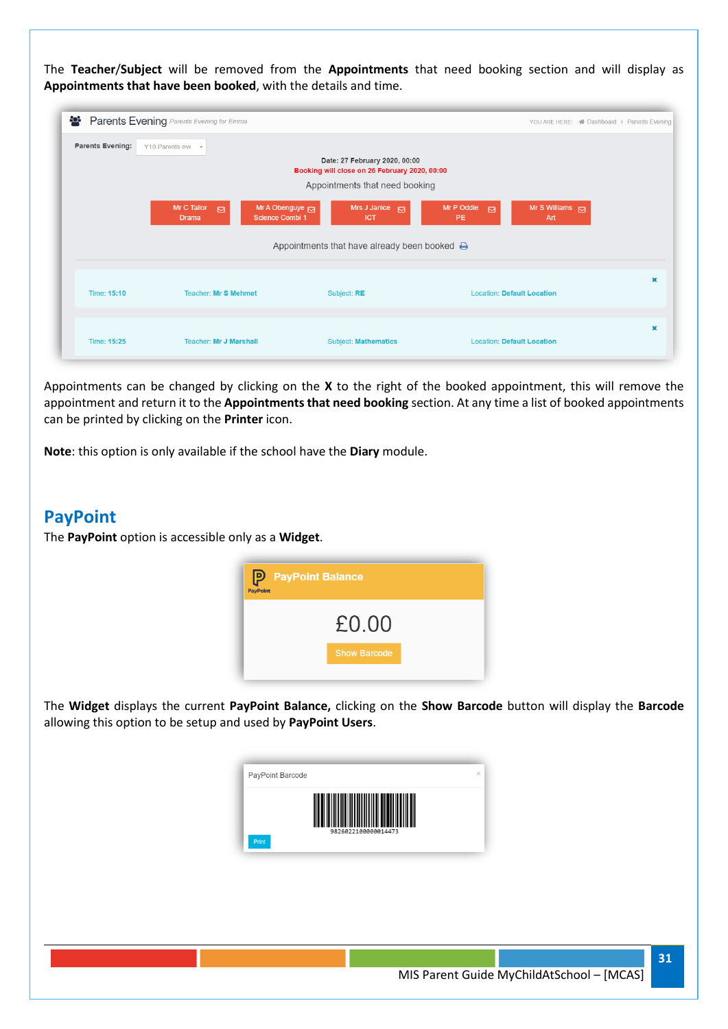The **Teacher/Subject** will be removed from the **Appointments** that need booking section and will display as **Appointments that have been booked**, with the details and time.

Appointments can be changed by clicking on the **X** to the right of the booked appointment, this will remove the appointment and return it to the **Appointments that need booking** section. At any time a list of booked appointments can be printed by clicking on the **Printer** icon.

**Note**: this option is only available if the school have the **Diary** module.

## PayPoint

The **PayPoint** option is accessible only as a **Widget**.

The **Widget** displays the current **PayPoint Balance,** clicking on the **Show Barcode** button will display the **Barcode** allowing this option to be setup and used by **PayPoint Users**.